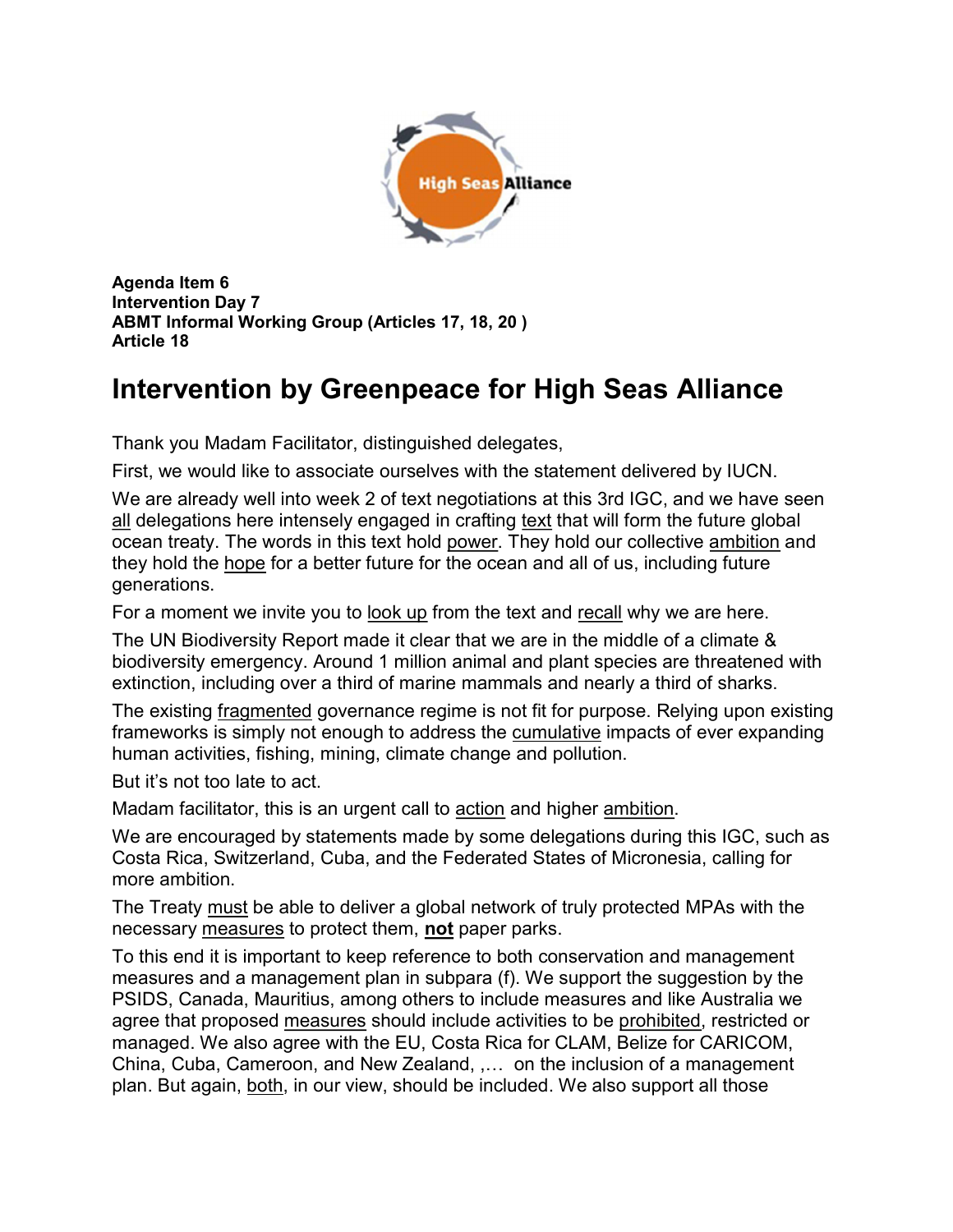**Agenda Item 6**
**Intervention Day 7**
**ABMT Informal Working Group (Articles 17, 18, 20 )**
**Article 18**

# Intervention by Greenpeace for High Seas Alliance

Thank you Madam Facilitator, distinguished delegates,

First, we would like to associate ourselves with the statement delivered by IUCN.

We are already well into week 2 of text negotiations at this 3rd IGC, and we have seen all delegations here intensely engaged in crafting text that will form the future global ocean treaty. The words in this text hold power. They hold our collective ambition and they hold the hope for a better future for the ocean and all of us, including future generations.

For a moment we invite you to look up from the text and recall why we are here.

The UN Biodiversity Report made it clear that we are in the middle of a climate & biodiversity emergency. Around 1 million animal and plant species are threatened with extinction, including over a third of marine mammals and nearly a third of sharks.

The existing fragmented governance regime is not fit for purpose. Relying upon existing frameworks is simply not enough to address the cumulative impacts of ever expanding human activities, fishing, mining, climate change and pollution.

But it's not too late to act.

Madam facilitator, this is an urgent call to action and higher ambition.

We are encouraged by statements made by some delegations during this IGC, such as Costa Rica, Switzerland, Cuba, and the Federated States of Micronesia, calling for more ambition.

The Treaty must be able to deliver a global network of truly protected MPAs with the necessary measures to protect them, **not** paper parks.

To this end it is important to keep reference to both conservation and management measures and a management plan in subpara (f). We support the suggestion by the PSIDS, Canada, Mauritius, among others to include measures and like Australia we agree that proposed measures should include activities to be prohibited, restricted or managed. We also agree with the EU, Costa Rica for CLAM, Belize for CARICOM, China, Cuba, Cameroon, and New Zealand, ,… on the inclusion of a management plan. But again, both, in our view, should be included. We also support all those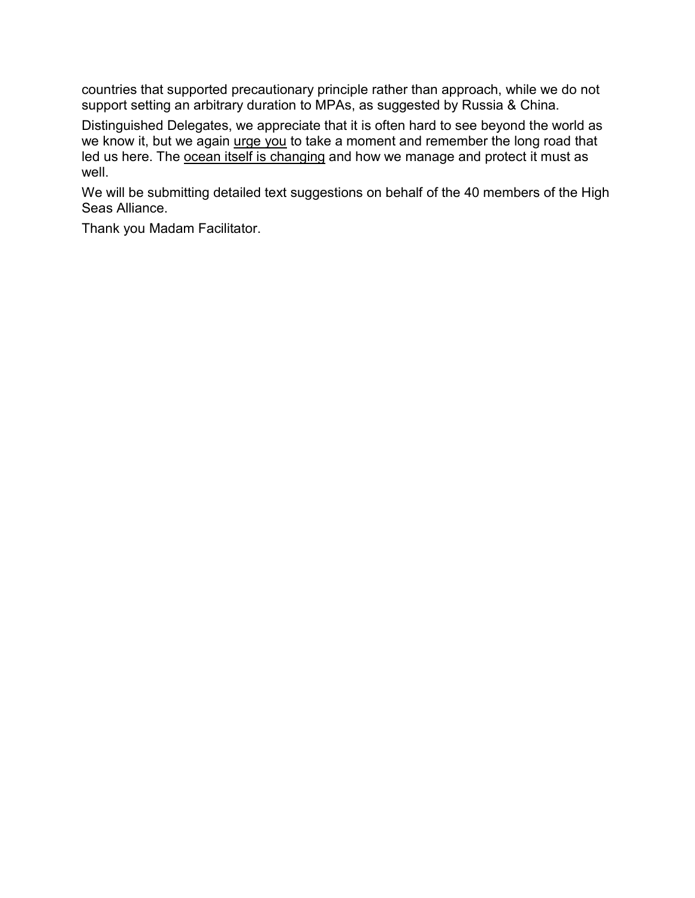countries that supported precautionary principle rather than approach, while we do not support setting an arbitrary duration to MPAs, as suggested by Russia & China.

Distinguished Delegates, we appreciate that it is often hard to see beyond the world as we know it, but we again <u>urge you</u> to take a moment and remember the long road that led us here. The <u>ocean itself is changing</u> and how we manage and protect it must as well.

We will be submitting detailed text suggestions on behalf of the 40 members of the High Seas Alliance.

Thank you Madam Facilitator.